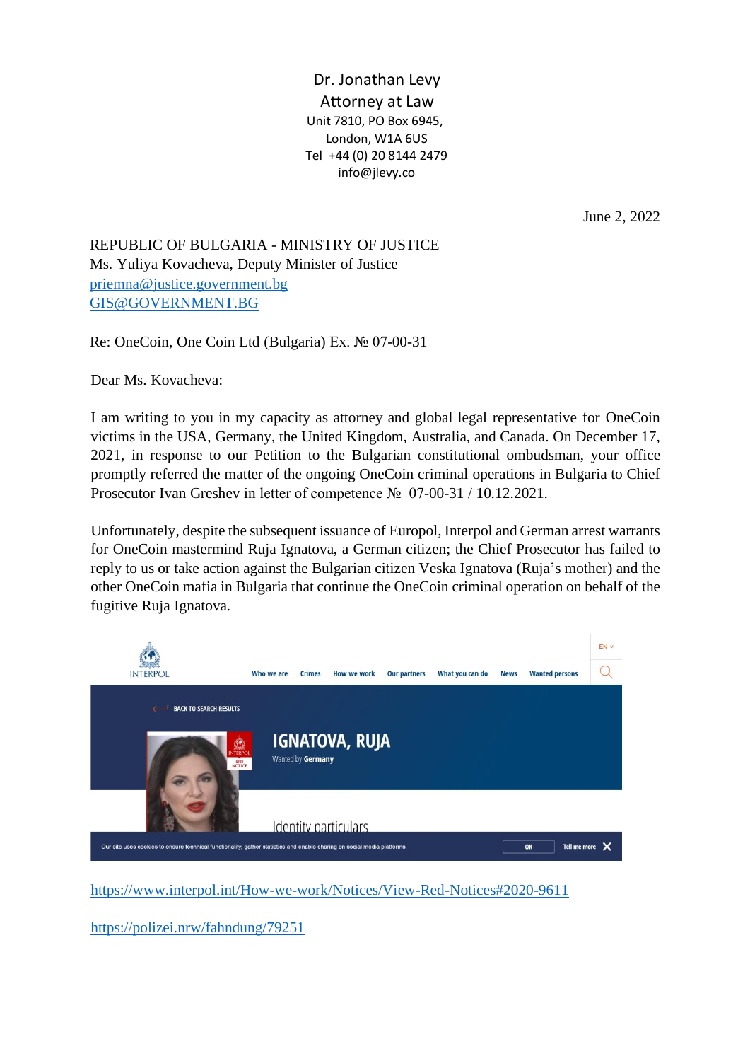Dr. Jonathan Levy
Attorney at Law
Unit 7810, PO Box 6945,
London, W1A 6US
Tel +44 (0) 20 8144 2479
info@jlevy.co

June 2, 2022

REPUBLIC OF BULGARIA - MINISTRY OF JUSTICE
Ms. Yuliya Kovacheva, Deputy Minister of Justice
priemna@justice.government.bg
GIS@GOVERNMENT.BG

Re: OneCoin, One Coin Ltd (Bulgaria) Ex. № 07-00-31

Dear Ms. Kovacheva:

I am writing to you in my capacity as attorney and global legal representative for OneCoin victims in the USA, Germany, the United Kingdom, Australia, and Canada. On December 17, 2021, in response to our Petition to the Bulgarian constitutional ombudsman, your office promptly referred the matter of the ongoing OneCoin criminal operations in Bulgaria to Chief Prosecutor Ivan Greshev in letter of competence № 07-00-31 / 10.12.2021.

Unfortunately, despite the subsequent issuance of Europol, Interpol and German arrest warrants for OneCoin mastermind Ruja Ignatova, a German citizen; the Chief Prosecutor has failed to reply to us or take action against the Bulgarian citizen Veska Ignatova (Ruja's mother) and the other OneCoin mafia in Bulgaria that continue the OneCoin criminal operation on behalf of the fugitive Ruja Ignatova.

INTERPOL | Who we are | Crimes | How we work | Our partners | What you can do | News | Wanted persons | EN

BACK TO SEARCH RESULTS

IGNATOVA, RUJA
Wanted by Germany

Identity particulars

Our site uses cookies to ensure technical functionality, gather statistics and enable sharing on social media platforms. OK | Tell me more

https://www.interpol.int/How-we-work/Notices/View-Red-Notices#2020-9611

https://polizei.nrw/fahndung/79251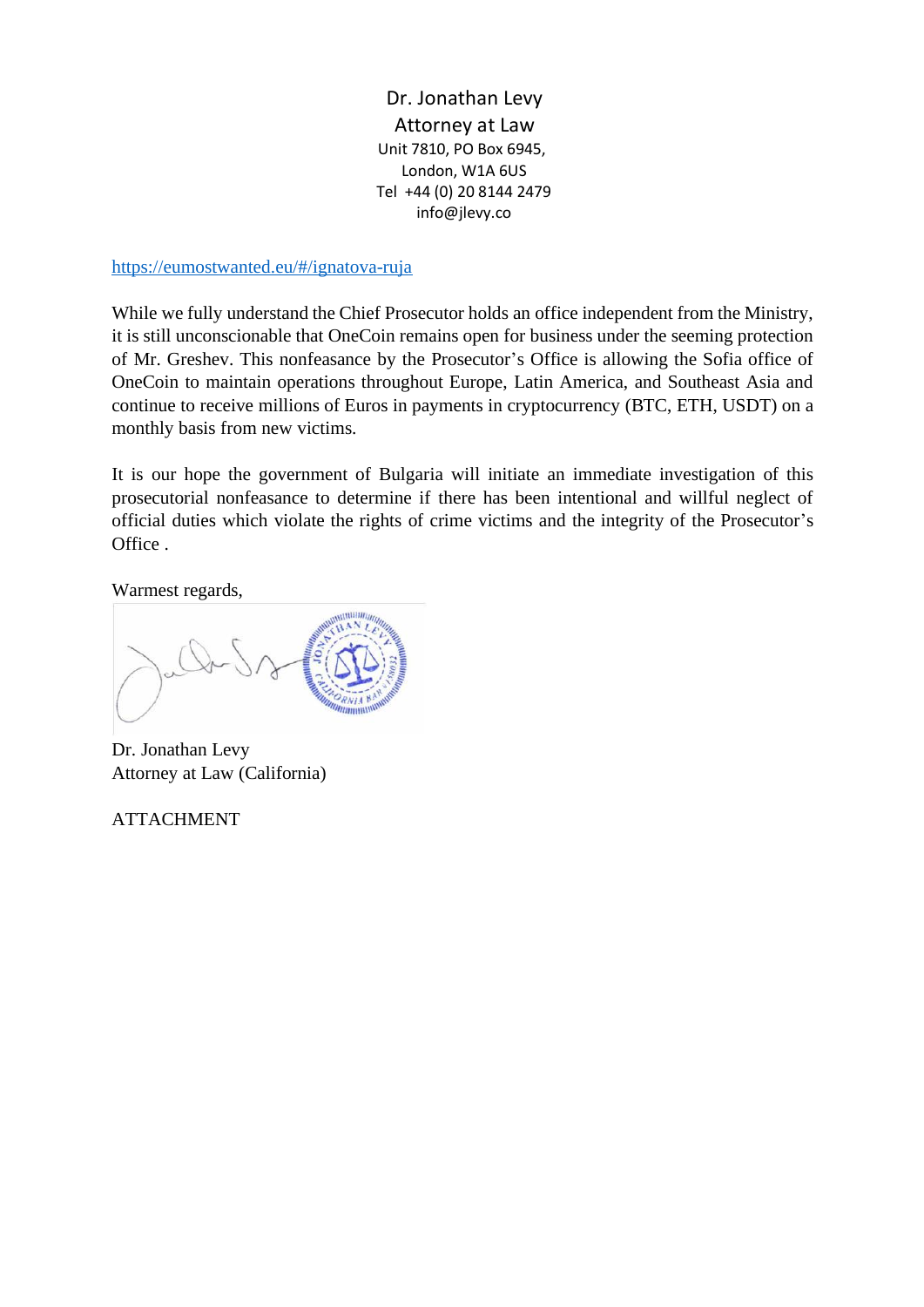Dr. Jonathan Levy
Attorney at Law
Unit 7810, PO Box 6945,
London, W1A 6US
Tel +44 (0) 20 8144 2479
info@jlevy.co

https://eumostwanted.eu/#/ignatova-ruja

While we fully understand the Chief Prosecutor holds an office independent from the Ministry, it is still unconscionable that OneCoin remains open for business under the seeming protection of Mr. Greshev. This nonfeasance by the Prosecutor's Office is allowing the Sofia office of OneCoin to maintain operations throughout Europe, Latin America, and Southeast Asia and continue to receive millions of Euros in payments in cryptocurrency (BTC, ETH, USDT) on a monthly basis from new victims.

It is our hope the government of Bulgaria will initiate an immediate investigation of this prosecutorial nonfeasance to determine if there has been intentional and willful neglect of official duties which violate the rights of crime victims and the integrity of the Prosecutor's Office .

Warmest regards,

Dr. Jonathan Levy
Attorney at Law (California)

ATTACHMENT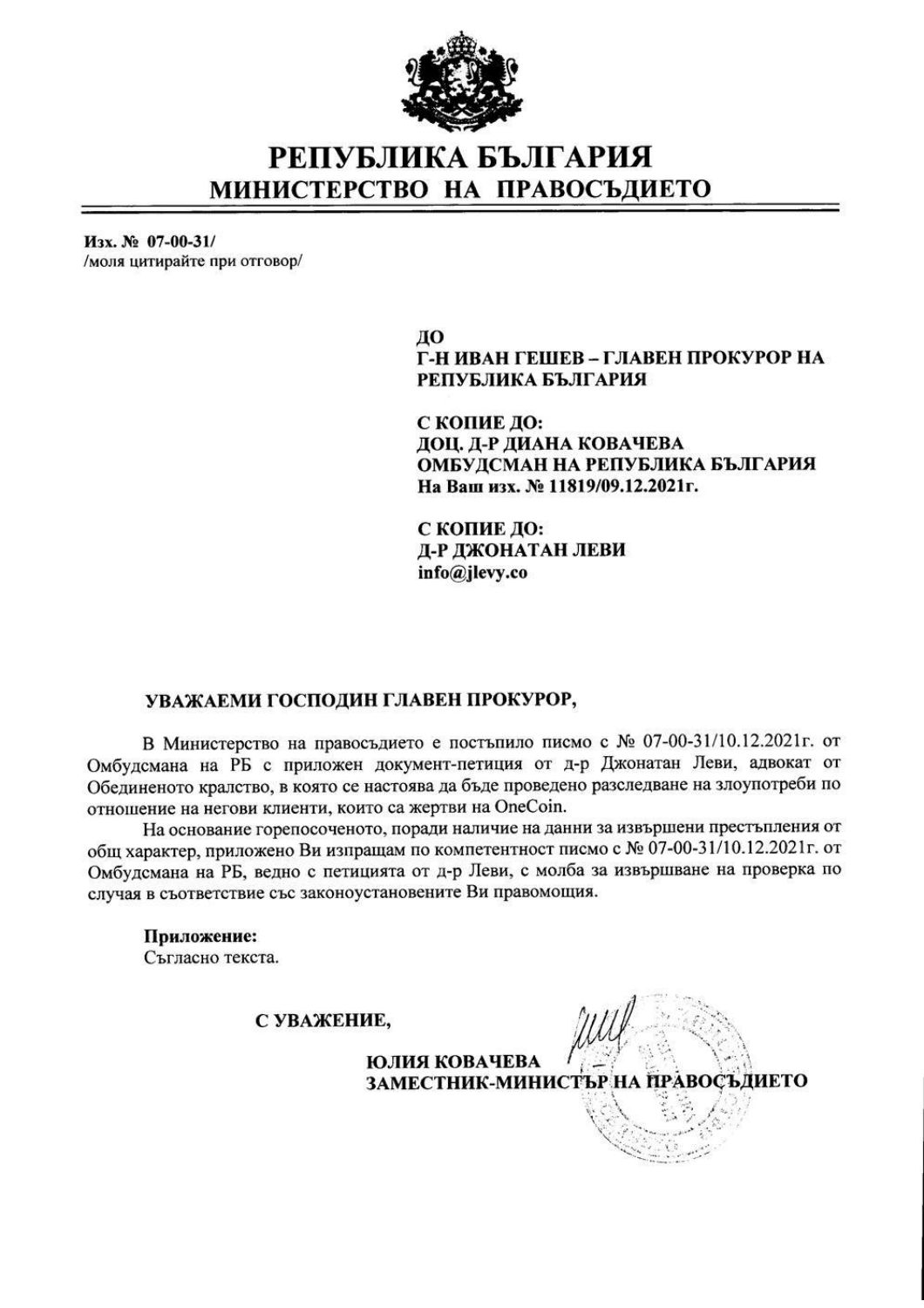# РЕПУБЛИКА БЪЛГАРИЯ
## МИНИСТЕРСТВО НА ПРАВОСЪДИЕТО

**Изх. № 07-00-31/**
/моля цитирайте при отговор/

**ДО**
**Г-Н ИВАН ГЕШЕВ – ГЛАВЕН ПРОКУРОР НА РЕПУБЛИКА БЪЛГАРИЯ**

**С КОПИЕ ДО:**
**ДОЦ. Д-Р ДИАНА КОВАЧЕВА**
**ОМБУДСМАН НА РЕПУБЛИКА БЪЛГАРИЯ**
**На Ваш изх. № 11819/09.12.2021г.**

**С КОПИЕ ДО:**
**Д-Р ДЖОНАТАН ЛЕВИ**
**info@jlevy.co**

**УВАЖАЕМИ ГОСПОДИН ГЛАВЕН ПРОКУРОР,**

В Министерство на правосъдието е постъпило писмо с № 07-00-31/10.12.2021г. от Омбудсмана на РБ с приложен документ-петиция от д-р Джонатан Леви, адвокат от Обединеното кралство, в която се настоява да бъде проведено разследване на злоупотреби по отношение на негови клиенти, които са жертви на OneCoin.

На основание горепосоченото, поради наличие на данни за извършени престъпления от общ характер, приложено Ви изпращам по компетентност писмо с № 07-00-31/10.12.2021г. от Омбудсмана на РБ, ведно с петицията от д-р Леви, с молба за извършване на проверка по случая в съответствие със законоустановените Ви правомощия.

**Приложение:**
Съгласно текста.

**С УВАЖЕНИЕ,**

**ЮЛИЯ КОВАЧЕВА**
**ЗАМЕСТНИК-МИНИСТЪР НА ПРАВОСЪДИЕТО**